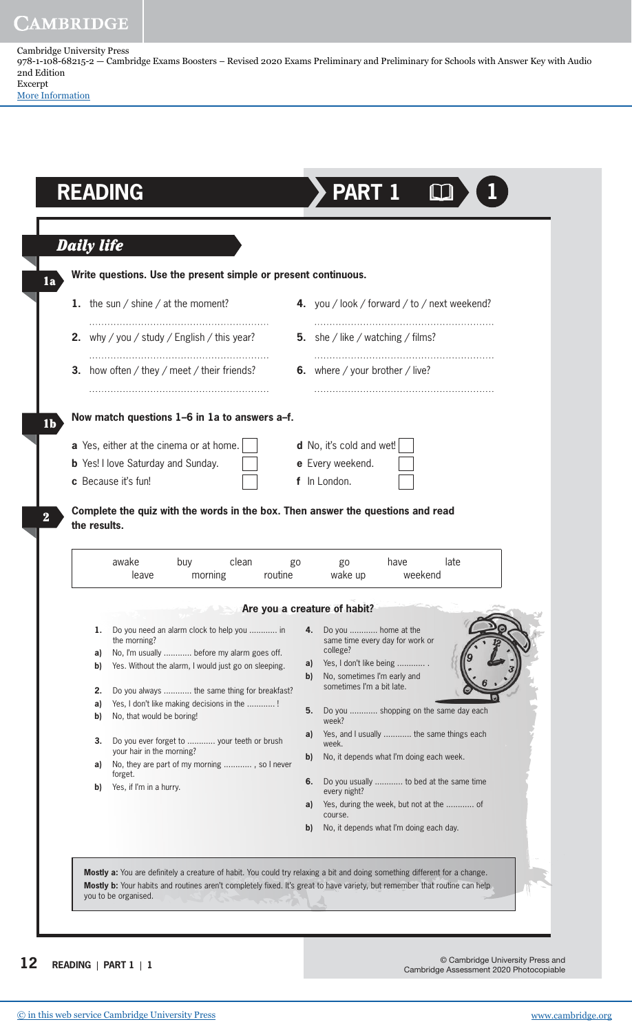# READING PART 1

## Daily life

**1a** **Write questions. Use the present simple or present continuous.**

1. the sun / shine / at the moment?

   ..........................................................

2. why / you / study / English / this year?

   ..........................................................

3. how often / they / meet / their friends?

   ..........................................................

4. you / look / forward / to / next weekend?

   ..........................................................

5. she / like / watching / films?

   ..........................................................

6. where / your brother / live?

   ..........................................................

**1b** **Now match questions 1–6 in 1a to answers a–f.**

**a** Yes, either at the cinema or at home. ☐

**b** Yes! I love Saturday and Sunday. ☐

**c** Because it's fun! ☐

**d** No, it's cold and wet! ☐

**e** Every weekend. ☐

**f** In London. ☐

**2** **Complete the quiz with the words in the box. Then answer the questions and read the results.**

| awake | buy | clean | go | go | have | late |
|---|---|---|---|---|---|---|
| leave | morning | routine | wake up | weekend | | |

### Are you a creature of habit?

**1.** Do you need an alarm clock to help you ............ in the morning?

**a)** No, I'm usually ............ before my alarm goes off.

**b)** Yes. Without the alarm, I would just go on sleeping.

**2.** Do you always ............ the same thing for breakfast?

**a)** Yes, I don't like making decisions in the ............ !

**b)** No, that would be boring!

**3.** Do you ever forget to ............ your teeth or brush your hair in the morning?

**a)** No, they are part of my morning ............ , so I never forget.

**b)** Yes, if I'm in a hurry.

**4.** Do you ............ home at the same time every day for work or college?

**a)** Yes, I don't like being ............ .

**b)** No, sometimes I'm early and sometimes I'm a bit late.

**5.** Do you ............ shopping on the same day each week?

**a)** Yes, and I usually ............ the same things each week.

**b)** No, it depends what I'm doing each week.

**6.** Do you usually ............ to bed at the same time every night?

**a)** Yes, during the week, but not at the ............ of course.

**b)** No, it depends what I'm doing each day.

**Mostly a:** You are definitely a creature of habit. You could try relaxing a bit and doing something different for a change.

**Mostly b:** Your habits and routines aren't completely fixed. It's great to have variety, but remember that routine can help you to be organised.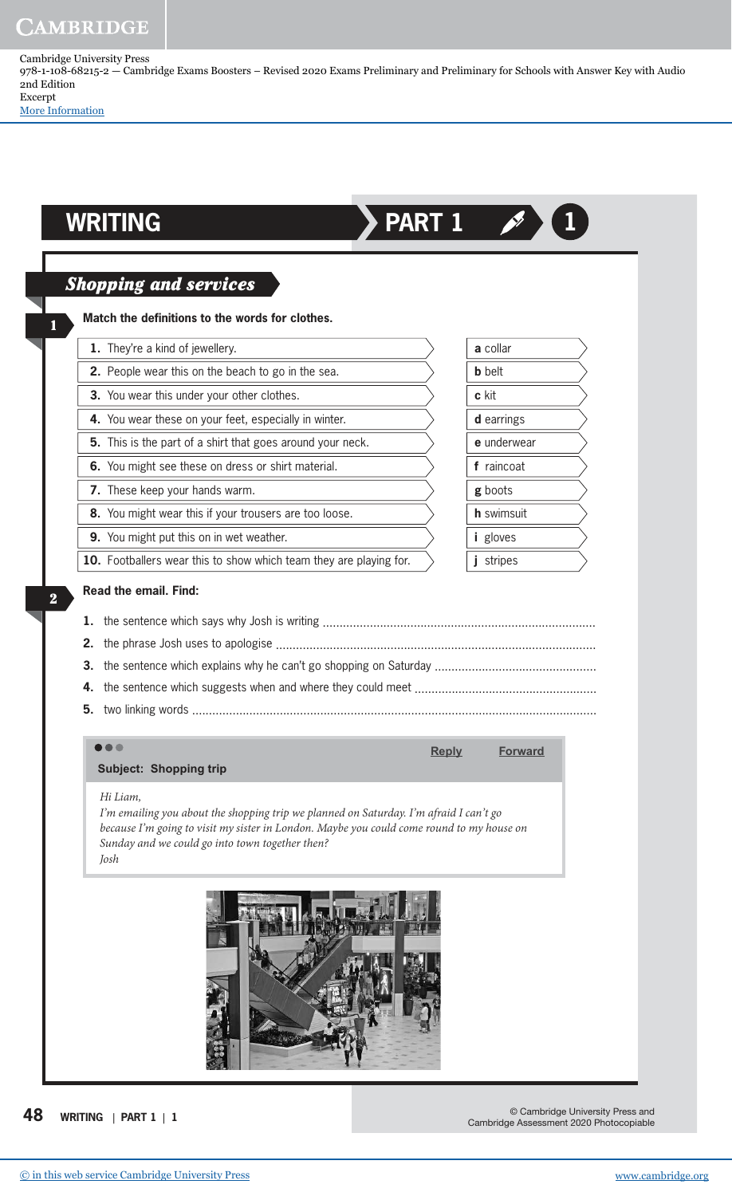# WRITING PART 1

## Shopping and services

**1** **Match the definitions to the words for clothes.**

| | |
|---|---|
| **1.** They're a kind of jewellery. | **a** collar |
| **2.** People wear this on the beach to go in the sea. | **b** belt |
| **3.** You wear this under your other clothes. | **c** kit |
| **4.** You wear these on your feet, especially in winter. | **d** earrings |
| **5.** This is the part of a shirt that goes around your neck. | **e** underwear |
| **6.** You might see these on dress or shirt material. | **f** raincoat |
| **7.** These keep your hands warm. | **g** boots |
| **8.** You might wear this if your trousers are too loose. | **h** swimsuit |
| **9.** You might put this on in wet weather. | **i** gloves |
| **10.** Footballers wear this to show which team they are playing for. | **j** stripes |

**2** **Read the email. Find:**

1. the sentence which says why Josh is writing ..........
2. the phrase Josh uses to apologise ..........
3. the sentence which explains why he can't go shopping on Saturday ..........
4. the sentence which suggests when and where they could meet ..........
5. two linking words ..........

**Reply** **Forward**

**Subject: Shopping trip**

*Hi Liam,*
*I'm emailing you about the shopping trip we planned on Saturday. I'm afraid I can't go because I'm going to visit my sister in London. Maybe you could come round to my house on Sunday and we could go into town together then?*
*Josh*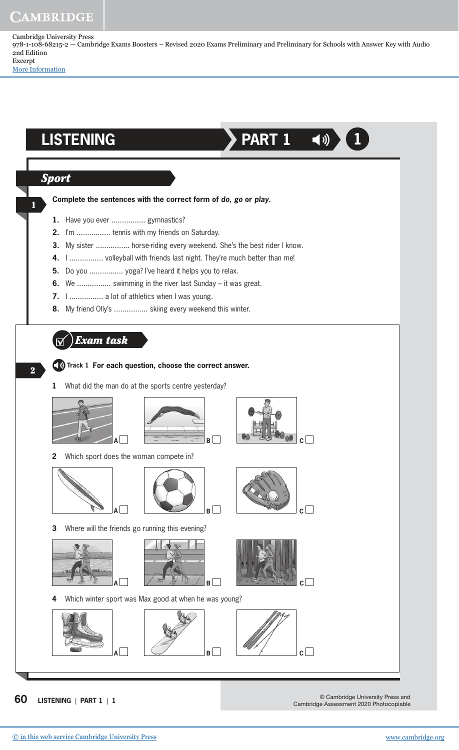# LISTENING PART 1 1

## Sport

**1** **Complete the sentences with the correct form of *do*, *go* or *play*.**

1. Have you ever ................ gymnastics?
2. I'm ................ tennis with my friends on Saturday.
3. My sister ................ horse-riding every weekend. She's the best rider I know.
4. I ................ volleyball with friends last night. They're much better than me!
5. Do you ................ yoga? I've heard it helps you to relax.
6. We ................ swimming in the river last Sunday – it was great.
7. I ................ a lot of athletics when I was young.
8. My friend Olly's ................ skiing every weekend this winter.

## Exam task

**2** Track 1 **For each question, choose the correct answer.**

**1** What did the man do at the sports centre yesterday?

A ☐ B ☐ C ☐

**2** Which sport does the woman compete in?

A ☐ B ☐ C ☐

**3** Where will the friends go running this evening?

A ☐ B ☐ C ☐

**4** Which winter sport was Max good at when he was young?

A ☐ B ☐ C ☐

© Cambridge University Press and Cambridge Assessment 2020 Photocopiable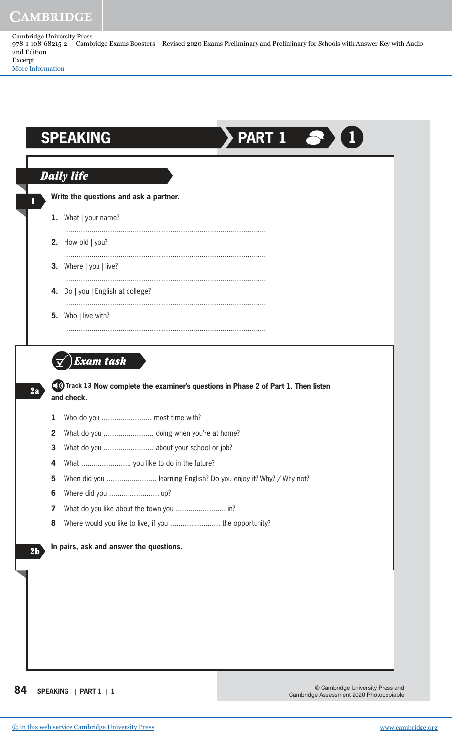# SPEAKING PART 1 1

## Daily life

**1** **Write the questions and ask a partner.**

1. What | your name?

   ................................................................................................

2. How old | you?

   ................................................................................................

3. Where | you | live?

   ................................................................................................

4. Do | you | English at college?

   ................................................................................................

5. Who | live with?

   ................................................................................................

## Exam task

**2a** Track 13 **Now complete the examiner's questions in Phase 2 of Part 1. Then listen and check.**

1. Who do you ........................ most time with?
2. What do you ........................ doing when you're at home?
3. What do you ........................ about your school or job?
4. What ........................ you like to do in the future?
5. When did you ........................ learning English? Do you enjoy it? Why? / Why not?
6. Where did you ........................ up?
7. What do you like about the town you ........................ in?
8. Where would you like to live, if you ........................ the opportunity?

**2b** **In pairs, ask and answer the questions.**